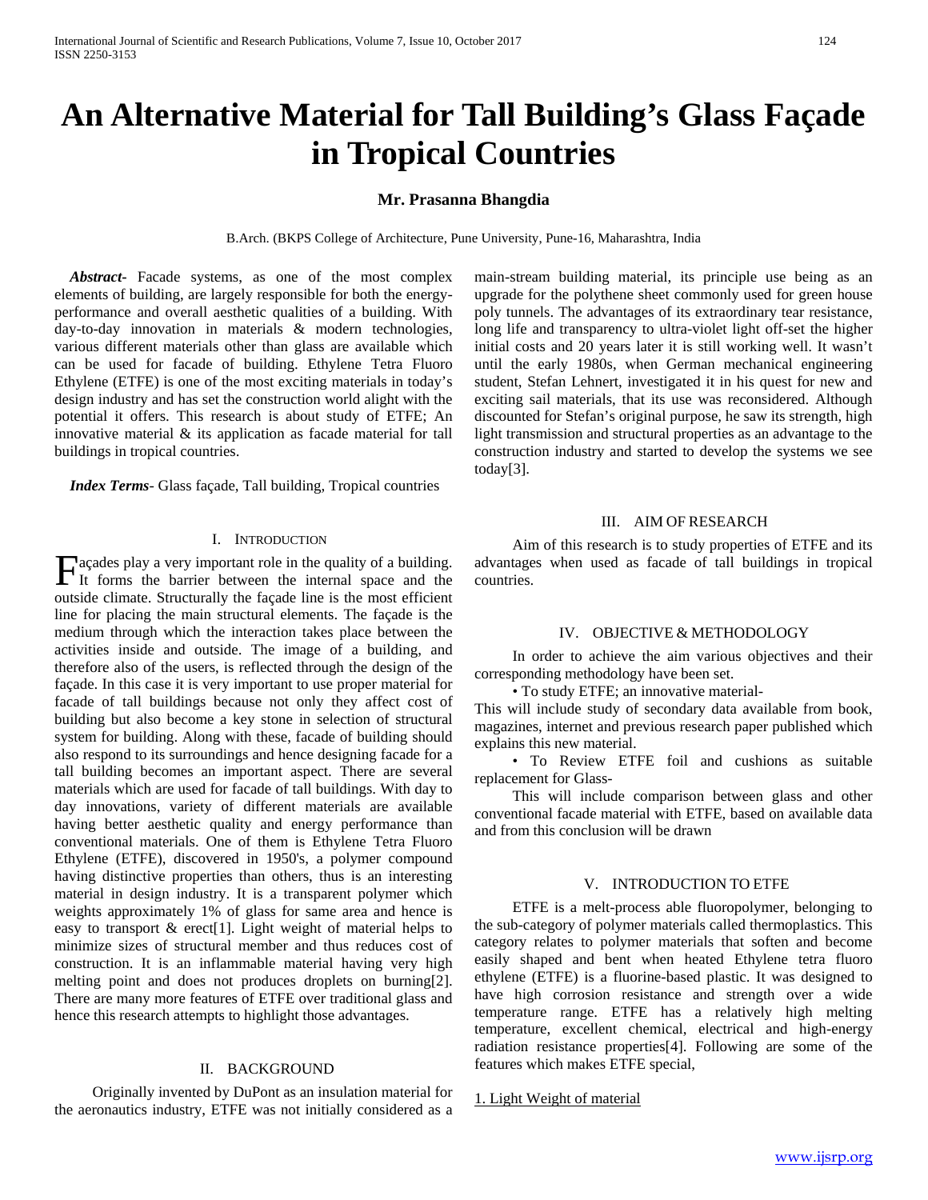# An Alternative Material for Tall Building's Glass Façade in Tropical Countries

**Mr. Prasanna Bhangdia**

B.Arch. (BKPS College of Architecture, Pune University, Pune-16, Maharashtra, India

***Abstract***- Facade systems, as one of the most complex elements of building, are largely responsible for both the energy-performance and overall aesthetic qualities of a building. With day-to-day innovation in materials & modern technologies, various different materials other than glass are available which can be used for facade of building. Ethylene Tetra Fluoro Ethylene (ETFE) is one of the most exciting materials in today's design industry and has set the construction world alight with the potential it offers. This research is about study of ETFE; An innovative material & its application as facade material for tall buildings in tropical countries.

***Index Terms***- Glass façade, Tall building, Tropical countries

## I. Introduction

Façades play a very important role in the quality of a building. It forms the barrier between the internal space and the outside climate. Structurally the façade line is the most efficient line for placing the main structural elements. The façade is the medium through which the interaction takes place between the activities inside and outside. The image of a building, and therefore also of the users, is reflected through the design of the façade. In this case it is very important to use proper material for facade of tall buildings because not only they affect cost of building but also become a key stone in selection of structural system for building. Along with these, facade of building should also respond to its surroundings and hence designing facade for a tall building becomes an important aspect. There are several materials which are used for facade of tall buildings. With day to day innovations, variety of different materials are available having better aesthetic quality and energy performance than conventional materials. One of them is Ethylene Tetra Fluoro Ethylene (ETFE), discovered in 1950's, a polymer compound having distinctive properties than others, thus is an interesting material in design industry. It is a transparent polymer which weights approximately 1% of glass for same area and hence is easy to transport & erect[1]. Light weight of material helps to minimize sizes of structural member and thus reduces cost of construction. It is an inflammable material having very high melting point and does not produces droplets on burning[2]. There are many more features of ETFE over traditional glass and hence this research attempts to highlight those advantages.

## II. Background

Originally invented by DuPont as an insulation material for the aeronautics industry, ETFE was not initially considered as a main-stream building material, its principle use being as an upgrade for the polythene sheet commonly used for green house poly tunnels. The advantages of its extraordinary tear resistance, long life and transparency to ultra-violet light off-set the higher initial costs and 20 years later it is still working well. It wasn't until the early 1980s, when German mechanical engineering student, Stefan Lehnert, investigated it in his quest for new and exciting sail materials, that its use was reconsidered. Although discounted for Stefan's original purpose, he saw its strength, high light transmission and structural properties as an advantage to the construction industry and started to develop the systems we see today[3].

## III. Aim of Research

Aim of this research is to study properties of ETFE and its advantages when used as facade of tall buildings in tropical countries.

## IV. Objective & Methodology

In order to achieve the aim various objectives and their corresponding methodology have been set.

• To study ETFE; an innovative material-

This will include study of secondary data available from book, magazines, internet and previous research paper published which explains this new material.

• To Review ETFE foil and cushions as suitable replacement for Glass-

This will include comparison between glass and other conventional facade material with ETFE, based on available data and from this conclusion will be drawn

## V. Introduction to ETFE

ETFE is a melt-process able fluoropolymer, belonging to the sub-category of polymer materials called thermoplastics. This category relates to polymer materials that soften and become easily shaped and bent when heated Ethylene tetra fluoro ethylene (ETFE) is a fluorine-based plastic. It was designed to have high corrosion resistance and strength over a wide temperature range. ETFE has a relatively high melting temperature, excellent chemical, electrical and high-energy radiation resistance properties[4]. Following are some of the features which makes ETFE special,

1. Light Weight of material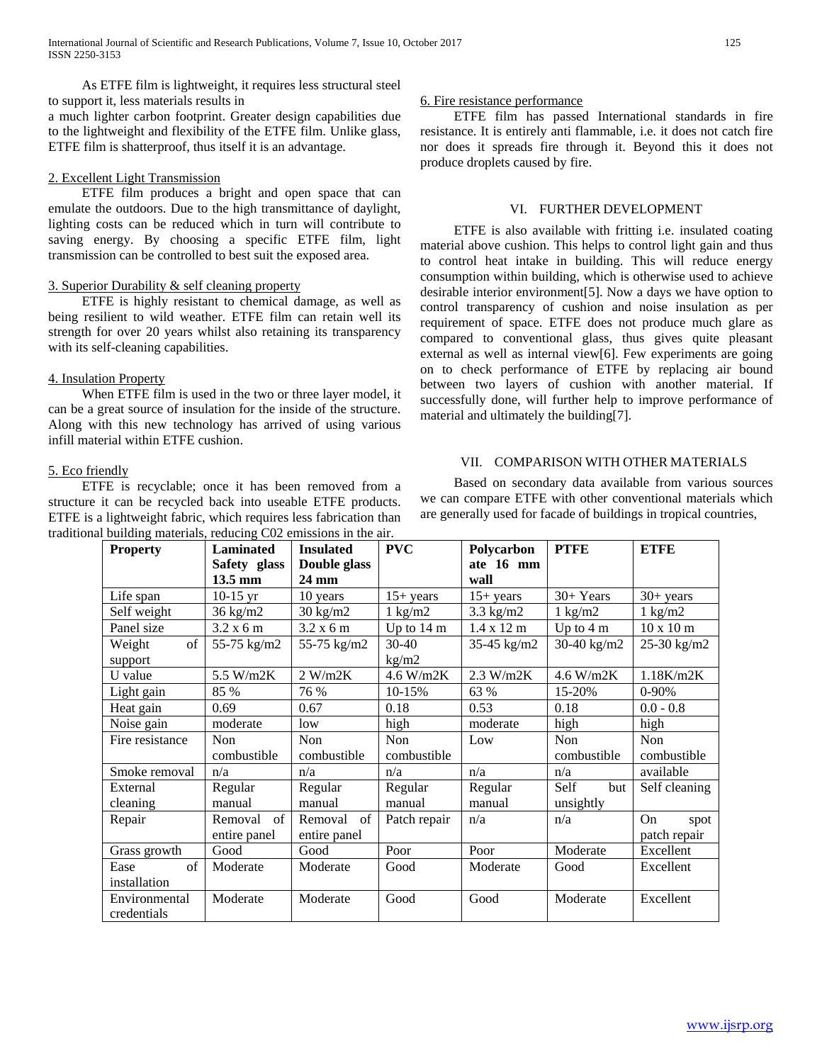As ETFE film is lightweight, it requires less structural steel to support it, less materials results in
a much lighter carbon footprint. Greater design capabilities due to the lightweight and flexibility of the ETFE film. Unlike glass, ETFE film is shatterproof, thus itself it is an advantage.

2. Excellent Light Transmission

ETFE film produces a bright and open space that can emulate the outdoors. Due to the high transmittance of daylight, lighting costs can be reduced which in turn will contribute to saving energy. By choosing a specific ETFE film, light transmission can be controlled to best suit the exposed area.

3. Superior Durability & self cleaning property

ETFE is highly resistant to chemical damage, as well as being resilient to wild weather. ETFE film can retain well its strength for over 20 years whilst also retaining its transparency with its self-cleaning capabilities.

4. Insulation Property

When ETFE film is used in the two or three layer model, it can be a great source of insulation for the inside of the structure. Along with this new technology has arrived of using various infill material within ETFE cushion.

5. Eco friendly

ETFE is recyclable; once it has been removed from a structure it can be recycled back into useable ETFE products. ETFE is a lightweight fabric, which requires less fabrication than traditional building materials, reducing C02 emissions in the air.

6. Fire resistance performance

ETFE film has passed International standards in fire resistance. It is entirely anti flammable, i.e. it does not catch fire nor does it spreads fire through it. Beyond this it does not produce droplets caused by fire.

## VI. FURTHER DEVELOPMENT

ETFE is also available with fritting i.e. insulated coating material above cushion. This helps to control light gain and thus to control heat intake in building. This will reduce energy consumption within building, which is otherwise used to achieve desirable interior environment[5]. Now a days we have option to control transparency of cushion and noise insulation as per requirement of space. ETFE does not produce much glare as compared to conventional glass, thus gives quite pleasant external as well as internal view[6]. Few experiments are going on to check performance of ETFE by replacing air bound between two layers of cushion with another material. If successfully done, will further help to improve performance of material and ultimately the building[7].

## VII. COMPARISON WITH OTHER MATERIALS

Based on secondary data available from various sources we can compare ETFE with other conventional materials which are generally used for facade of buildings in tropical countries,

| **Property** | **Laminated Safety glass 13.5 mm** | **Insulated Double glass 24 mm** | **PVC** | **Polycarbonate 16 mm wall** | **PTFE** | **ETFE** |
|---|---|---|---|---|---|---|
| Life span | 10-15 yr | 10 years | 15+ years | 15+ years | 30+ Years | 30+ years |
| Self weight | 36 kg/m2 | 30 kg/m2 | 1 kg/m2 | 3.3 kg/m2 | 1 kg/m2 | 1 kg/m2 |
| Panel size | 3.2 x 6 m | 3.2 x 6 m | Up to 14 m | 1.4 x 12 m | Up to 4 m | 10 x 10 m |
| Weight of support | 55-75 kg/m2 | 55-75 kg/m2 | 30-40 kg/m2 | 35-45 kg/m2 | 30-40 kg/m2 | 25-30 kg/m2 |
| U value | 5.5 W/m2K | 2 W/m2K | 4.6 W/m2K | 2.3 W/m2K | 4.6 W/m2K | 1.18K/m2K |
| Light gain | 85 % | 76 % | 10-15% | 63 % | 15-20% | 0-90% |
| Heat gain | 0.69 | 0.67 | 0.18 | 0.53 | 0.18 | 0.0 - 0.8 |
| Noise gain | moderate | low | high | moderate | high | high |
| Fire resistance | Non combustible | Non combustible | Non combustible | Low | Non combustible | Non combustible |
| Smoke removal | n/a | n/a | n/a | n/a | n/a | available |
| External cleaning | Regular manual | Regular manual | Regular manual | Regular manual | Self but unsightly | Self cleaning |
| Repair | Removal of entire panel | Removal of entire panel | Patch repair | n/a | n/a | On spot patch repair |
| Grass growth | Good | Good | Poor | Poor | Moderate | Excellent |
| Ease of installation | Moderate | Moderate | Good | Moderate | Good | Excellent |
| Environmental credentials | Moderate | Moderate | Good | Good | Moderate | Excellent |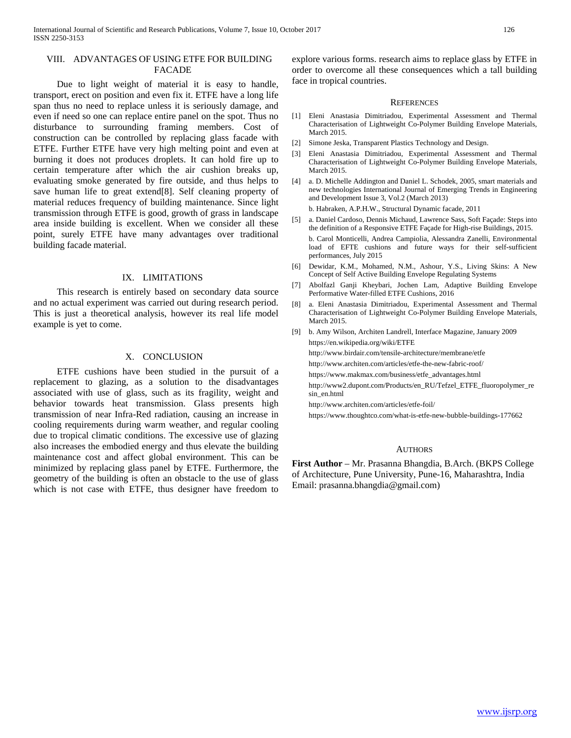## VIII. ADVANTAGES OF USING ETFE FOR BUILDING FACADE

Due to light weight of material it is easy to handle, transport, erect on position and even fix it. ETFE have a long life span thus no need to replace unless it is seriously damage, and even if need so one can replace entire panel on the spot. Thus no disturbance to surrounding framing members. Cost of construction can be controlled by replacing glass facade with ETFE. Further ETFE have very high melting point and even at burning it does not produces droplets. It can hold fire up to certain temperature after which the air cushion breaks up, evaluating smoke generated by fire outside, and thus helps to save human life to great extend[8]. Self cleaning property of material reduces frequency of building maintenance. Since light transmission through ETFE is good, growth of grass in landscape area inside building is excellent. When we consider all these point, surely ETFE have many advantages over traditional building facade material.

## IX. LIMITATIONS

This research is entirely based on secondary data source and no actual experiment was carried out during research period. This is just a theoretical analysis, however its real life model example is yet to come.

## X. CONCLUSION

ETFE cushions have been studied in the pursuit of a replacement to glazing, as a solution to the disadvantages associated with use of glass, such as its fragility, weight and behavior towards heat transmission. Glass presents high transmission of near Infra-Red radiation, causing an increase in cooling requirements during warm weather, and regular cooling due to tropical climatic conditions. The excessive use of glazing also increases the embodied energy and thus elevate the building maintenance cost and affect global environment. This can be minimized by replacing glass panel by ETFE. Furthermore, the geometry of the building is often an obstacle to the use of glass which is not case with ETFE, thus designer have freedom to explore various forms. research aims to replace glass by ETFE in order to overcome all these consequences which a tall building face in tropical countries.

## REFERENCES

[1] Eleni Anastasia Dimitriadou, Experimental Assessment and Thermal Characterisation of Lightweight Co-Polymer Building Envelope Materials, March 2015.

[2] Simone Jeska, Transparent Plastics Technology and Design.

[3] Eleni Anastasia Dimitriadou, Experimental Assessment and Thermal Characterisation of Lightweight Co-Polymer Building Envelope Materials, March 2015.

[4] a. D. Michelle Addington and Daniel L. Schodek, 2005, smart materials and new technologies International Journal of Emerging Trends in Engineering and Development Issue 3, Vol.2 (March 2013)

b. Habraken, A.P.H.W., Structural Dynamic facade, 2011

[5] a. Daniel Cardoso, Dennis Michaud, Lawrence Sass, Soft Façade: Steps into the definition of a Responsive ETFE Façade for High-rise Buildings, 2015.

b. Carol Monticelli, Andrea Campiolia, Alessandra Zanelli, Environmental load of EFTE cushions and future ways for their self-sufficient performances, July 2015

[6] Dewidar, K.M., Mohamed, N.M., Ashour, Y.S., Living Skins: A New Concept of Self Active Building Envelope Regulating Systems

[7] Abolfazl Ganji Kheybari, Jochen Lam, Adaptive Building Envelope Performative Water-filled ETFE Cushions, 2016

[8] a. Eleni Anastasia Dimitriadou, Experimental Assessment and Thermal Characterisation of Lightweight Co-Polymer Building Envelope Materials, March 2015.

[9] b. Amy Wilson, Architen Landrell, Interface Magazine, January 2009

https://en.wikipedia.org/wiki/ETFE

http://www.birdair.com/tensile-architecture/membrane/etfe

http://www.architen.com/articles/etfe-the-new-fabric-roof/

https://www.makmax.com/business/etfe_advantages.html

http://www2.dupont.com/Products/en_RU/Tefzel_ETFE_fluoropolymer_resin_en.html

http://www.architen.com/articles/etfe-foil/

https://www.thoughtco.com/what-is-etfe-new-bubble-buildings-177662

## AUTHORS

**First Author** – Mr. Prasanna Bhangdia, B.Arch. (BKPS College of Architecture, Pune University, Pune-16, Maharashtra, India Email: prasanna.bhangdia@gmail.com)